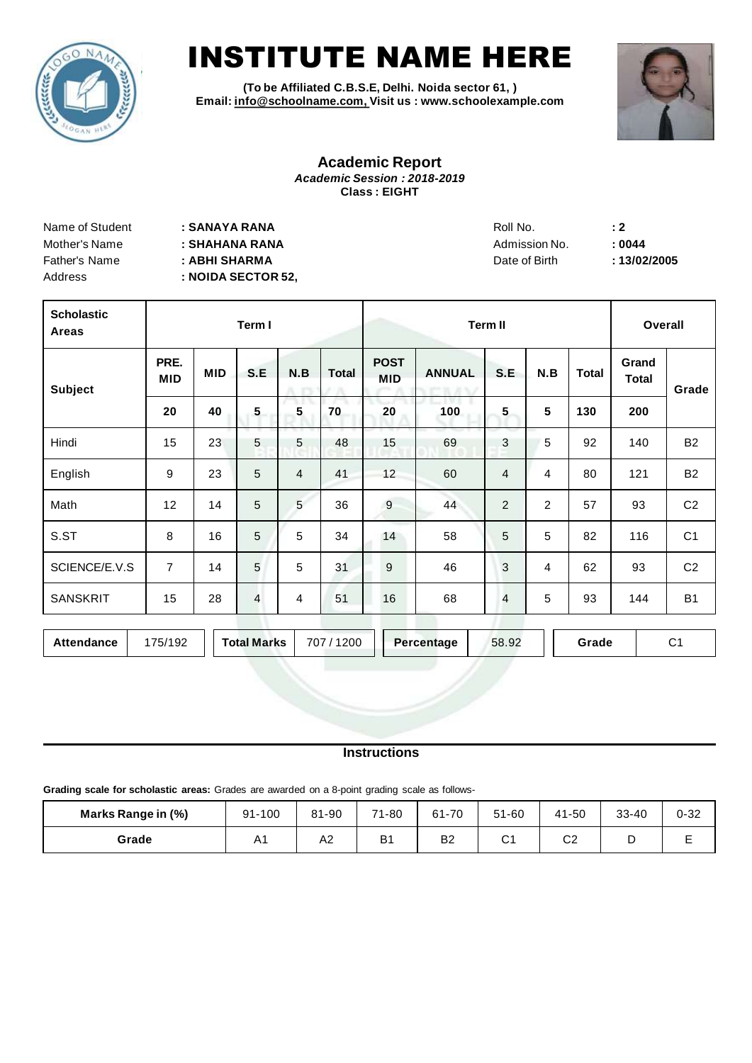# INSTITUTE NAME HERE

**(To be Affiliated C.B.S.E, Delhi. Noida sector 61, )**
**Email: info@schoolname.com, Visit us : www.schoolexample.com**

## Academic Report

***Academic Session : 2018-2019***
**Class : EIGHT**

| | | | |
|---|---|---|---|
| Name of Student | **: SANAYA RANA** | Roll No. | **: 2** |
| Mother's Name | **: SHAHANA RANA** | Admission No. | **: 0044** |
| Father's Name | **: ABHI SHARMA** | Date of Birth | **: 13/02/2005** |
| Address | **: NOIDA SECTOR 52,** | | |

| **Scholastic Areas** | **Term I** | | | | | **Term II** | | | | | **Overall** | |
|---|---|---|---|---|---|---|---|---|---|---|---|---|
| **Subject** | **PRE. MID** | **MID** | **S.E** | **N.B** | **Total** | **POST MID** | **ANNUAL** | **S.E** | **N.B** | **Total** | **Grand Total** | **Grade** |
| | **20** | **40** | **5** | **5** | **70** | **20** | **100** | **5** | **5** | **130** | **200** | |
| Hindi | 15 | 23 | 5 | 5 | 48 | 15 | 69 | 3 | 5 | 92 | 140 | B2 |
| English | 9 | 23 | 5 | 4 | 41 | 12 | 60 | 4 | 4 | 80 | 121 | B2 |
| Math | 12 | 14 | 5 | 5 | 36 | 9 | 44 | 2 | 2 | 57 | 93 | C2 |
| S.ST | 8 | 16 | 5 | 5 | 34 | 14 | 58 | 5 | 5 | 82 | 116 | C1 |
| SCIENCE/E.V.S | 7 | 14 | 5 | 5 | 31 | 9 | 46 | 3 | 4 | 62 | 93 | C2 |
| SANSKRIT | 15 | 28 | 4 | 4 | 51 | 16 | 68 | 4 | 5 | 93 | 144 | B1 |

| **Attendance** | 175/192 | **Total Marks** | 707 / 1200 | **Percentage** | 58.92 | **Grade** | C1 |
|---|---|---|---|---|---|---|---|

### Instructions

**Grading scale for scholastic areas:** Grades are awarded on a 8-point grading scale as follows-

| **Marks Range in (%)** | 91-100 | 81-90 | 71-80 | 61-70 | 51-60 | 41-50 | 33-40 | 0-32 |
|---|---|---|---|---|---|---|---|---|
| **Grade** | A1 | A2 | B1 | B2 | C1 | C2 | D | E |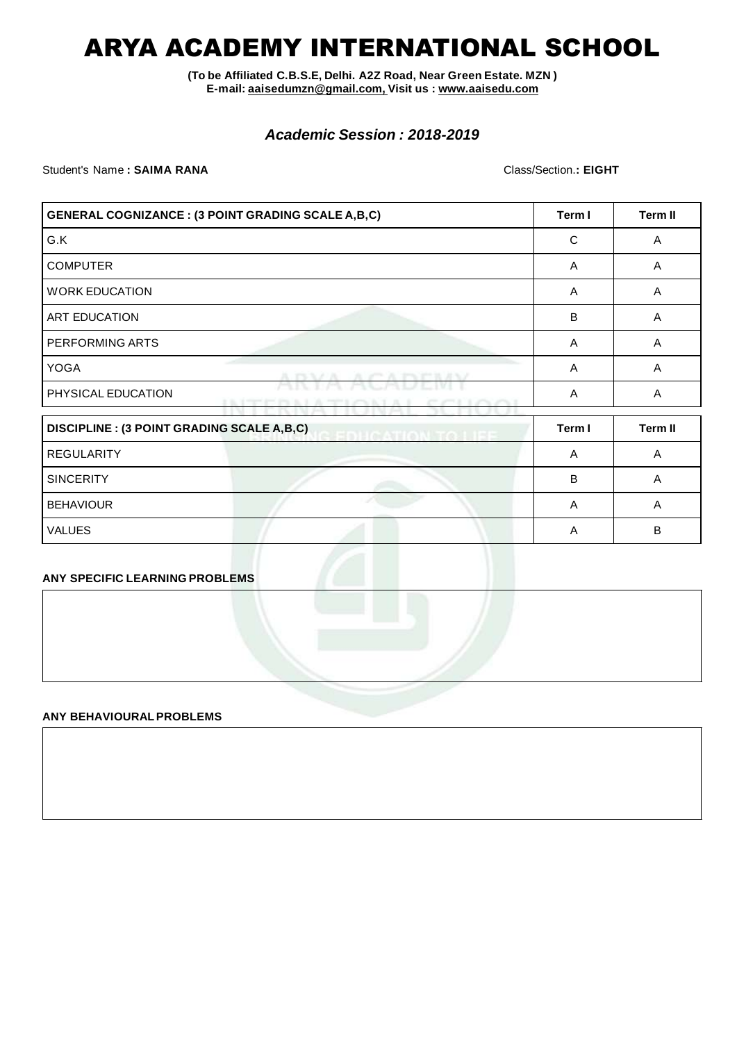# ARYA ACADEMY INTERNATIONAL SCHOOL

**(To be Affiliated C.B.S.E, Delhi. A2Z Road, Near Green Estate. MZN )**
**E-mail: aaisedumzn@gmail.com, Visit us : www.aaisedu.com**

### *Academic Session : 2018-2019*

Student's Name **: SAIMA RANA** Class/Section.**: EIGHT**

| GENERAL COGNIZANCE : (3 POINT GRADING SCALE A,B,C) | Term I | Term II |
|---|---|---|
| G.K | C | A |
| COMPUTER | A | A |
| WORK EDUCATION | A | A |
| ART EDUCATION | B | A |
| PERFORMING ARTS | A | A |
| YOGA | A | A |
| PHYSICAL EDUCATION | A | A |

| DISCIPLINE : (3 POINT GRADING SCALE A,B,C) | Term I | Term II |
|---|---|---|
| REGULARITY | A | A |
| SINCERITY | B | A |
| BEHAVIOUR | A | A |
| VALUES | A | B |

**ANY SPECIFIC LEARNING PROBLEMS**

**ANY BEHAVIOURAL PROBLEMS**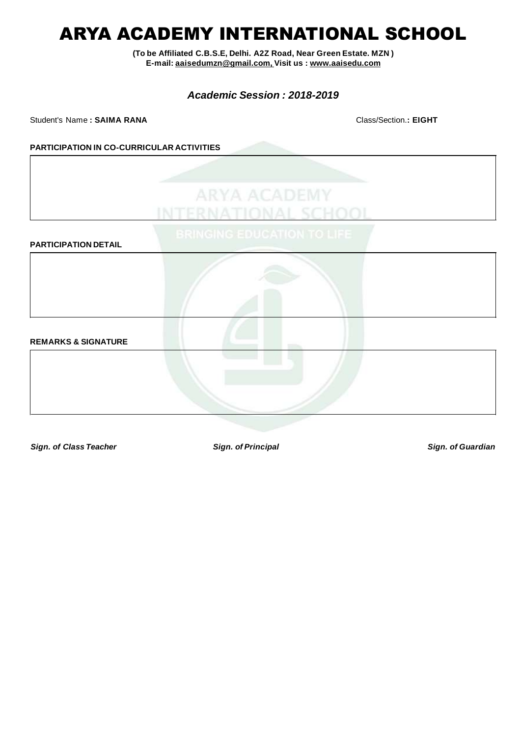# ARYA ACADEMY INTERNATIONAL SCHOOL

**(To be Affiliated C.B.S.E, Delhi. A2Z Road, Near Green Estate. MZN )**
**E-mail: aaisedumzn@gmail.com, Visit us : www.aaisedu.com**

***Academic Session : 2018-2019***

Student's Name **: SAIMA RANA** Class/Section.**: EIGHT**

**PARTICIPATION IN CO-CURRICULAR ACTIVITIES**

**PARTICIPATION DETAIL**

**REMARKS & SIGNATURE**

***Sign. of Class Teacher*** ***Sign. of Principal*** ***Sign. of Guardian***